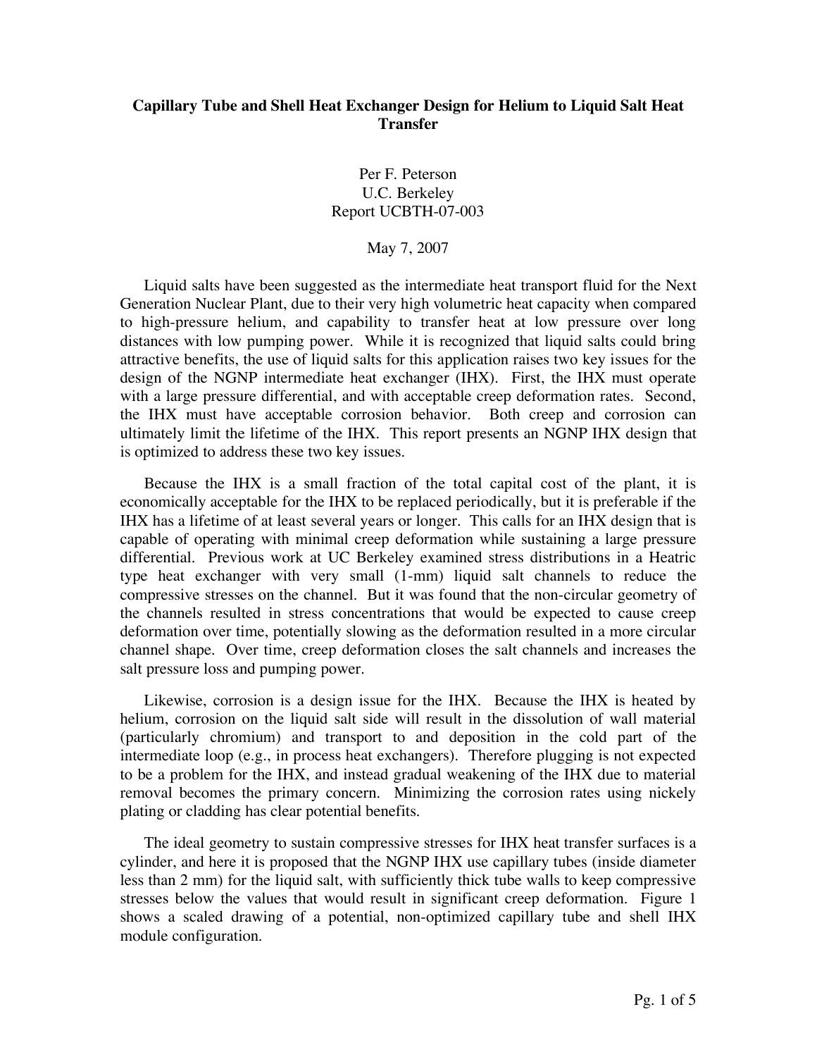# Capillary Tube and Shell Heat Exchanger Design for Helium to Liquid Salt Heat Transfer

Per F. Peterson
U.C. Berkeley
Report UCBTH-07-003

May 7, 2007

Liquid salts have been suggested as the intermediate heat transport fluid for the Next Generation Nuclear Plant, due to their very high volumetric heat capacity when compared to high-pressure helium, and capability to transfer heat at low pressure over long distances with low pumping power. While it is recognized that liquid salts could bring attractive benefits, the use of liquid salts for this application raises two key issues for the design of the NGNP intermediate heat exchanger (IHX). First, the IHX must operate with a large pressure differential, and with acceptable creep deformation rates. Second, the IHX must have acceptable corrosion behavior. Both creep and corrosion can ultimately limit the lifetime of the IHX. This report presents an NGNP IHX design that is optimized to address these two key issues.

Because the IHX is a small fraction of the total capital cost of the plant, it is economically acceptable for the IHX to be replaced periodically, but it is preferable if the IHX has a lifetime of at least several years or longer. This calls for an IHX design that is capable of operating with minimal creep deformation while sustaining a large pressure differential. Previous work at UC Berkeley examined stress distributions in a Heatric type heat exchanger with very small (1-mm) liquid salt channels to reduce the compressive stresses on the channel. But it was found that the non-circular geometry of the channels resulted in stress concentrations that would be expected to cause creep deformation over time, potentially slowing as the deformation resulted in a more circular channel shape. Over time, creep deformation closes the salt channels and increases the salt pressure loss and pumping power.

Likewise, corrosion is a design issue for the IHX. Because the IHX is heated by helium, corrosion on the liquid salt side will result in the dissolution of wall material (particularly chromium) and transport to and deposition in the cold part of the intermediate loop (e.g., in process heat exchangers). Therefore plugging is not expected to be a problem for the IHX, and instead gradual weakening of the IHX due to material removal becomes the primary concern. Minimizing the corrosion rates using nickely plating or cladding has clear potential benefits.

The ideal geometry to sustain compressive stresses for IHX heat transfer surfaces is a cylinder, and here it is proposed that the NGNP IHX use capillary tubes (inside diameter less than 2 mm) for the liquid salt, with sufficiently thick tube walls to keep compressive stresses below the values that would result in significant creep deformation. Figure 1 shows a scaled drawing of a potential, non-optimized capillary tube and shell IHX module configuration.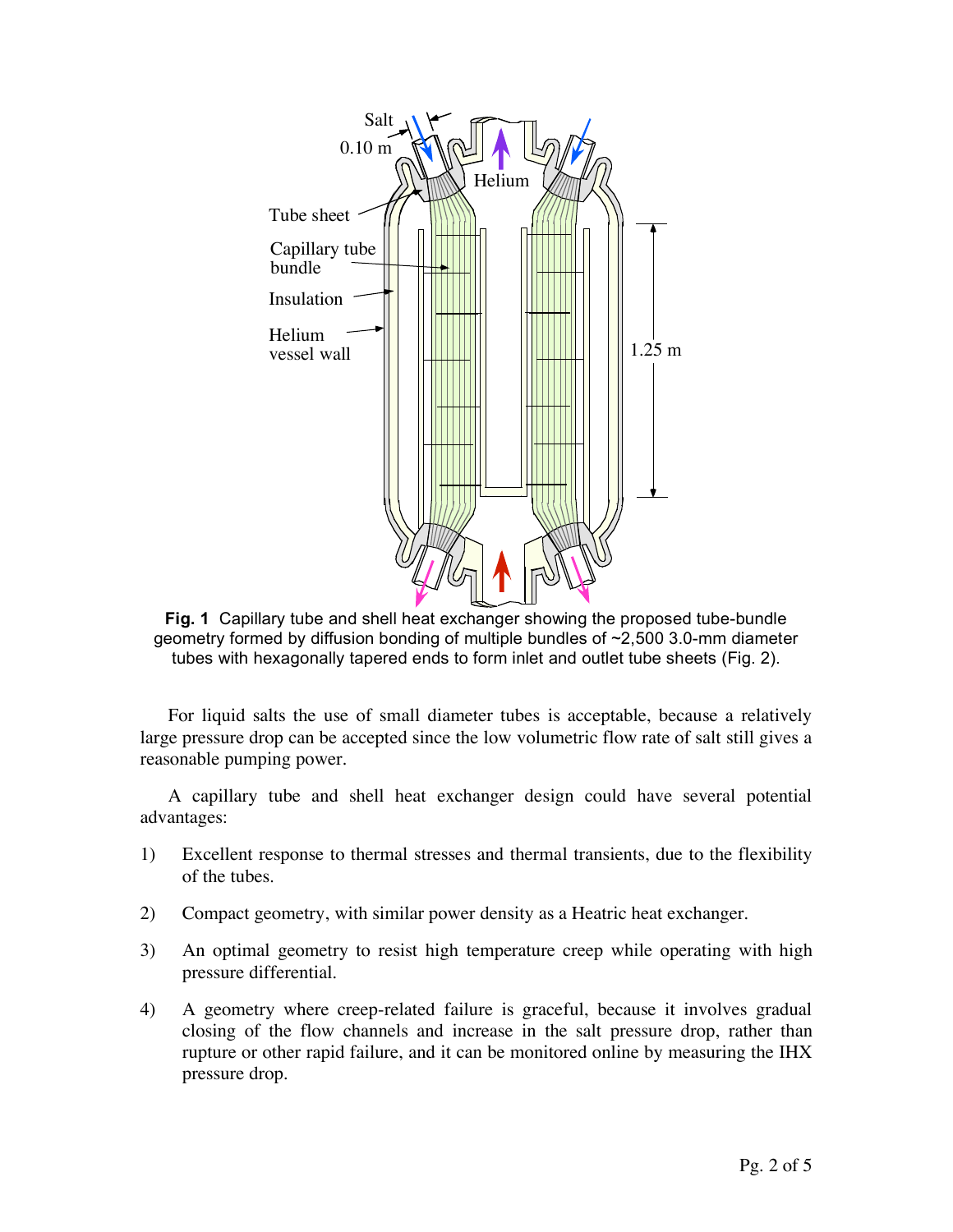**Fig. 1** Capillary tube and shell heat exchanger showing the proposed tube-bundle geometry formed by diffusion bonding of multiple bundles of ~2,500 3.0-mm diameter tubes with hexagonally tapered ends to form inlet and outlet tube sheets (Fig. 2).

For liquid salts the use of small diameter tubes is acceptable, because a relatively large pressure drop can be accepted since the low volumetric flow rate of salt still gives a reasonable pumping power.

A capillary tube and shell heat exchanger design could have several potential advantages:

1) Excellent response to thermal stresses and thermal transients, due to the flexibility of the tubes.

2) Compact geometry, with similar power density as a Heatric heat exchanger.

3) An optimal geometry to resist high temperature creep while operating with high pressure differential.

4) A geometry where creep-related failure is graceful, because it involves gradual closing of the flow channels and increase in the salt pressure drop, rather than rupture or other rapid failure, and it can be monitored online by measuring the IHX pressure drop.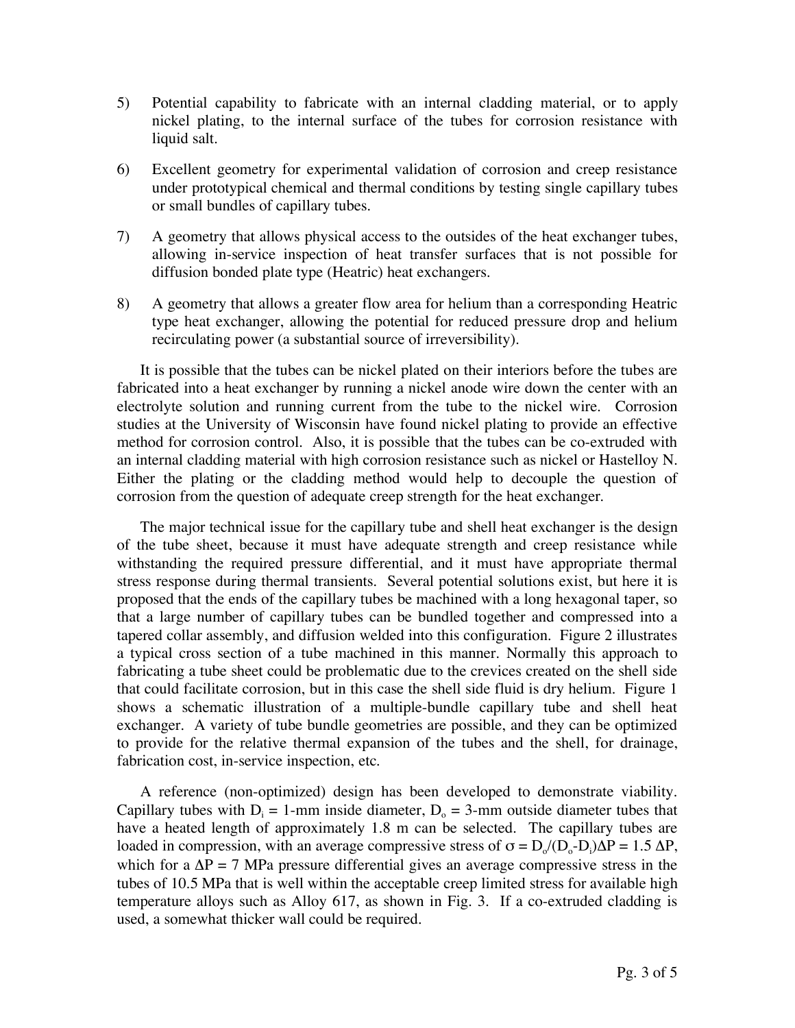5) Potential capability to fabricate with an internal cladding material, or to apply nickel plating, to the internal surface of the tubes for corrosion resistance with liquid salt.

6) Excellent geometry for experimental validation of corrosion and creep resistance under prototypical chemical and thermal conditions by testing single capillary tubes or small bundles of capillary tubes.

7) A geometry that allows physical access to the outsides of the heat exchanger tubes, allowing in-service inspection of heat transfer surfaces that is not possible for diffusion bonded plate type (Heatric) heat exchangers.

8) A geometry that allows a greater flow area for helium than a corresponding Heatric type heat exchanger, allowing the potential for reduced pressure drop and helium recirculating power (a substantial source of irreversibility).

It is possible that the tubes can be nickel plated on their interiors before the tubes are fabricated into a heat exchanger by running a nickel anode wire down the center with an electrolyte solution and running current from the tube to the nickel wire. Corrosion studies at the University of Wisconsin have found nickel plating to provide an effective method for corrosion control. Also, it is possible that the tubes can be co-extruded with an internal cladding material with high corrosion resistance such as nickel or Hastelloy N. Either the plating or the cladding method would help to decouple the question of corrosion from the question of adequate creep strength for the heat exchanger.

The major technical issue for the capillary tube and shell heat exchanger is the design of the tube sheet, because it must have adequate strength and creep resistance while withstanding the required pressure differential, and it must have appropriate thermal stress response during thermal transients. Several potential solutions exist, but here it is proposed that the ends of the capillary tubes be machined with a long hexagonal taper, so that a large number of capillary tubes can be bundled together and compressed into a tapered collar assembly, and diffusion welded into this configuration. Figure 2 illustrates a typical cross section of a tube machined in this manner. Normally this approach to fabricating a tube sheet could be problematic due to the crevices created on the shell side that could facilitate corrosion, but in this case the shell side fluid is dry helium. Figure 1 shows a schematic illustration of a multiple-bundle capillary tube and shell heat exchanger. A variety of tube bundle geometries are possible, and they can be optimized to provide for the relative thermal expansion of the tubes and the shell, for drainage, fabrication cost, in-service inspection, etc.

A reference (non-optimized) design has been developed to demonstrate viability. Capillary tubes with $D_i$ = 1-mm inside diameter, $D_o$ = 3-mm outside diameter tubes that have a heated length of approximately 1.8 m can be selected. The capillary tubes are loaded in compression, with an average compressive stress of $\sigma = D_o/(D_o-D_i)\Delta P = 1.5\ \Delta P$, which for a $\Delta P$ = 7 MPa pressure differential gives an average compressive stress in the tubes of 10.5 MPa that is well within the acceptable creep limited stress for available high temperature alloys such as Alloy 617, as shown in Fig. 3. If a co-extruded cladding is used, a somewhat thicker wall could be required.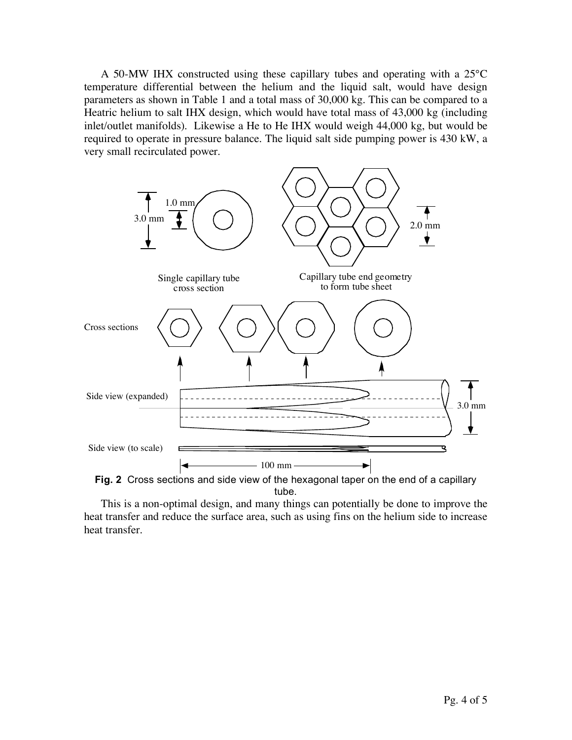A 50-MW IHX constructed using these capillary tubes and operating with a 25°C temperature differential between the helium and the liquid salt, would have design parameters as shown in Table 1 and a total mass of 30,000 kg. This can be compared to a Heatric helium to salt IHX design, which would have total mass of 43,000 kg (including inlet/outlet manifolds). Likewise a He to He IHX would weigh 44,000 kg, but would be required to operate in pressure balance. The liquid salt side pumping power is 430 kW, a very small recirculated power.

**Fig. 2** Cross sections and side view of the hexagonal taper on the end of a capillary tube.

This is a non-optimal design, and many things can potentially be done to improve the heat transfer and reduce the surface area, such as using fins on the helium side to increase heat transfer.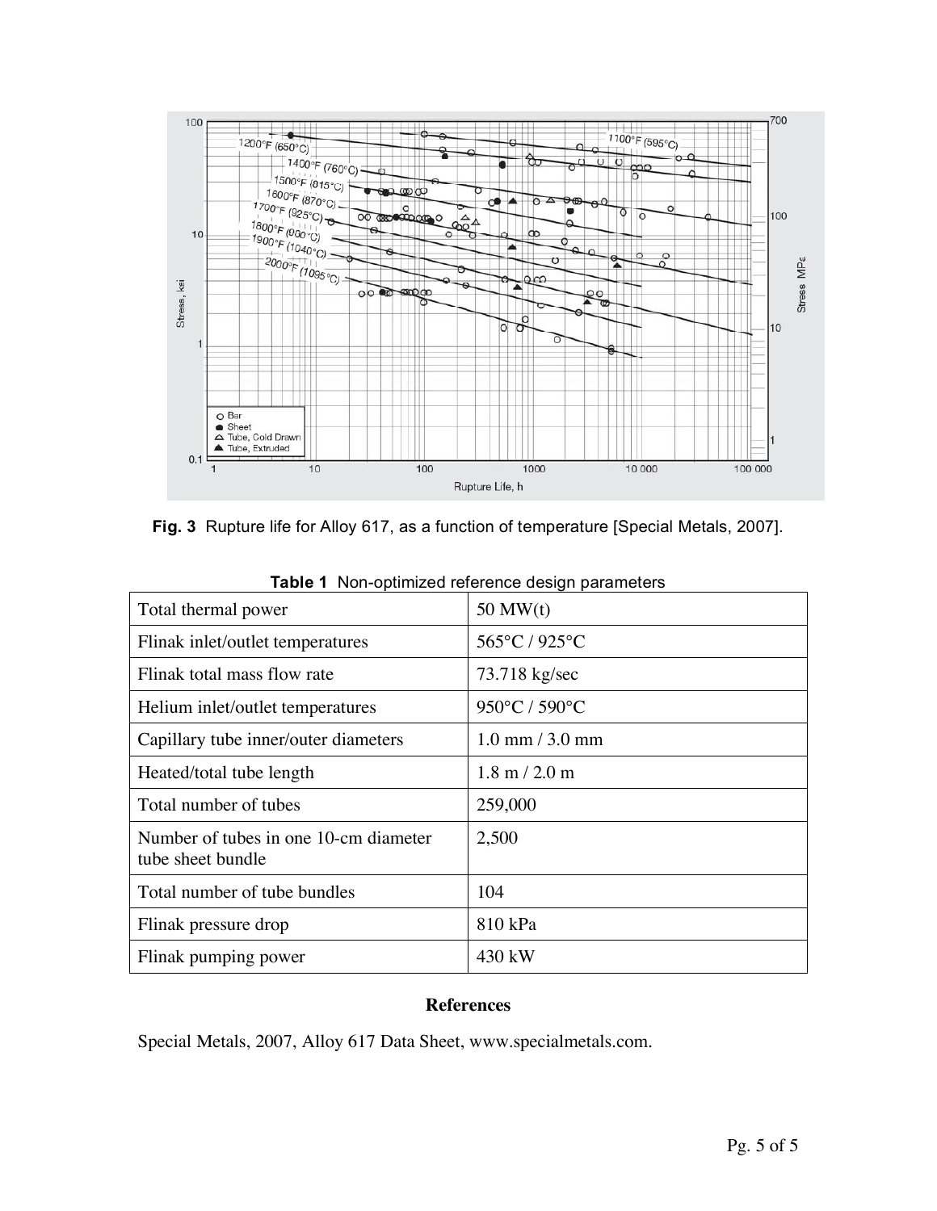100

10

1

0.1

700

100

10

1

1100°F (595°C)

1200°F (650°C)

1400°F (760°C)

1500°F (815°C)

1600°F (870°C)

1700°F (925°C)

1800°F (980°C)

1900°F (1040°C)

2000°F (1095°C)

Stress, ksi

Stress, MPa

○ Bar
● Sheet
△ Tube, Cold Drawn
▲ Tube, Extruded

1 10 100 1000 10 000 100 000

Rupture Life, h

**Fig. 3** Rupture life for Alloy 617, as a function of temperature [Special Metals, 2007].

**Table 1** Non-optimized reference design parameters

| | |
|---|---|
| Total thermal power | 50 MW(t) |
| Flinak inlet/outlet temperatures | 565°C / 925°C |
| Flinak total mass flow rate | 73.718 kg/sec |
| Helium inlet/outlet temperatures | 950°C / 590°C |
| Capillary tube inner/outer diameters | 1.0 mm / 3.0 mm |
| Heated/total tube length | 1.8 m / 2.0 m |
| Total number of tubes | 259,000 |
| Number of tubes in one 10-cm diameter tube sheet bundle | 2,500 |
| Total number of tube bundles | 104 |
| Flinak pressure drop | 810 kPa |
| Flinak pumping power | 430 kW |

## References

Special Metals, 2007, Alloy 617 Data Sheet, www.specialmetals.com.